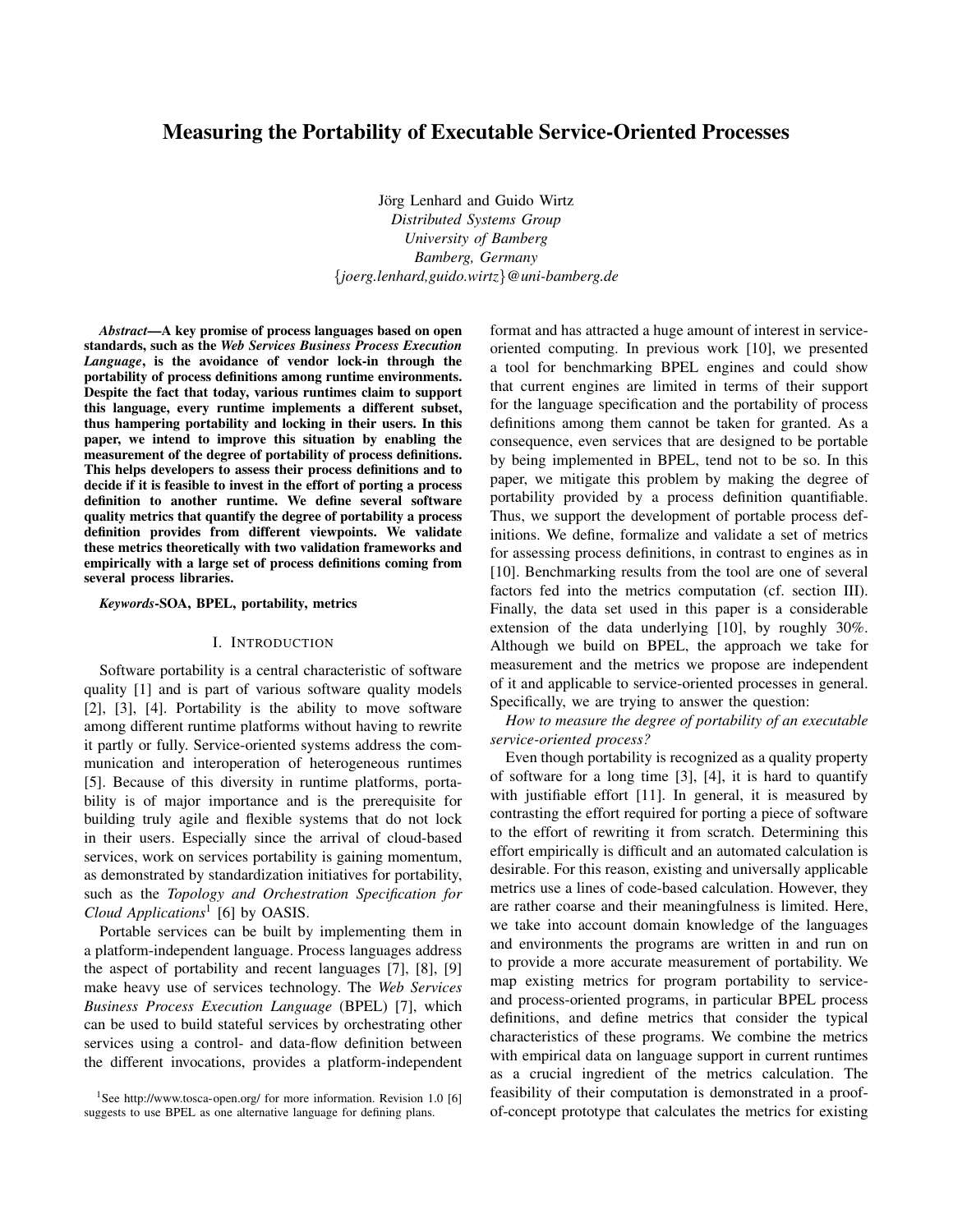# Measuring the Portability of Executable Service-Oriented Processes

Jörg Lenhard and Guido Wirtz
*Distributed Systems Group*
*University of Bamberg*
*Bamberg, Germany*
{*joerg.lenhard,guido.wirtz*}*@uni-bamberg.de*

***Abstract*—A key promise of process languages based on open standards, such as the *Web Services Business Process Execution Language*, is the avoidance of vendor lock-in through the portability of process definitions among runtime environments. Despite the fact that today, various runtimes claim to support this language, every runtime implements a different subset, thus hampering portability and locking in their users. In this paper, we intend to improve this situation by enabling the measurement of the degree of portability of process definitions. This helps developers to assess their process definitions and to decide if it is feasible to invest in the effort of porting a process definition to another runtime. We define several software quality metrics that quantify the degree of portability a process definition provides from different viewpoints. We validate these metrics theoretically with two validation frameworks and empirically with a large set of process definitions coming from several process libraries.**

***Keywords*-SOA, BPEL, portability, metrics**

## I. Introduction

Software portability is a central characteristic of software quality [1] and is part of various software quality models [2], [3], [4]. Portability is the ability to move software among different runtime platforms without having to rewrite it partly or fully. Service-oriented systems address the communication and interoperation of heterogeneous runtimes [5]. Because of this diversity in runtime platforms, portability is of major importance and is the prerequisite for building truly agile and flexible systems that do not lock in their users. Especially since the arrival of cloud-based services, work on services portability is gaining momentum, as demonstrated by standardization initiatives for portability, such as the *Topology and Orchestration Specification for Cloud Applications*[1] [6] by OASIS.

Portable services can be built by implementing them in a platform-independent language. Process languages address the aspect of portability and recent languages [7], [8], [9] make heavy use of services technology. The *Web Services Business Process Execution Language* (BPEL) [7], which can be used to build stateful services by orchestrating other services using a control- and data-flow definition between the different invocations, provides a platform-independent format and has attracted a huge amount of interest in service-oriented computing. In previous work [10], we presented a tool for benchmarking BPEL engines and could show that current engines are limited in terms of their support for the language specification and the portability of process definitions among them cannot be taken for granted. As a consequence, even services that are designed to be portable by being implemented in BPEL, tend not to be so. In this paper, we mitigate this problem by making the degree of portability provided by a process definition quantifiable. Thus, we support the development of portable process definitions. We define, formalize and validate a set of metrics for assessing process definitions, in contrast to engines as in [10]. Benchmarking results from the tool are one of several factors fed into the metrics computation (cf. section III). Finally, the data set used in this paper is a considerable extension of the data underlying [10], by roughly 30%. Although we build on BPEL, the approach we take for measurement and the metrics we propose are independent of it and applicable to service-oriented processes in general. Specifically, we are trying to answer the question:

*How to measure the degree of portability of an executable service-oriented process?*

Even though portability is recognized as a quality property of software for a long time [3], [4], it is hard to quantify with justifiable effort [11]. In general, it is measured by contrasting the effort required for porting a piece of software to the effort of rewriting it from scratch. Determining this effort empirically is difficult and an automated calculation is desirable. For this reason, existing and universally applicable metrics use a lines of code-based calculation. However, they are rather coarse and their meaningfulness is limited. Here, we take into account domain knowledge of the languages and environments the programs are written in and run on to provide a more accurate measurement of portability. We map existing metrics for program portability to service- and process-oriented programs, in particular BPEL process definitions, and define metrics that consider the typical characteristics of these programs. We combine the metrics with empirical data on language support in current runtimes as a crucial ingredient of the metrics calculation. The feasibility of their computation is demonstrated in a proof-of-concept prototype that calculates the metrics for existing

[1] See http://www.tosca-open.org/ for more information. Revision 1.0 [6] suggests to use BPEL as one alternative language for defining plans.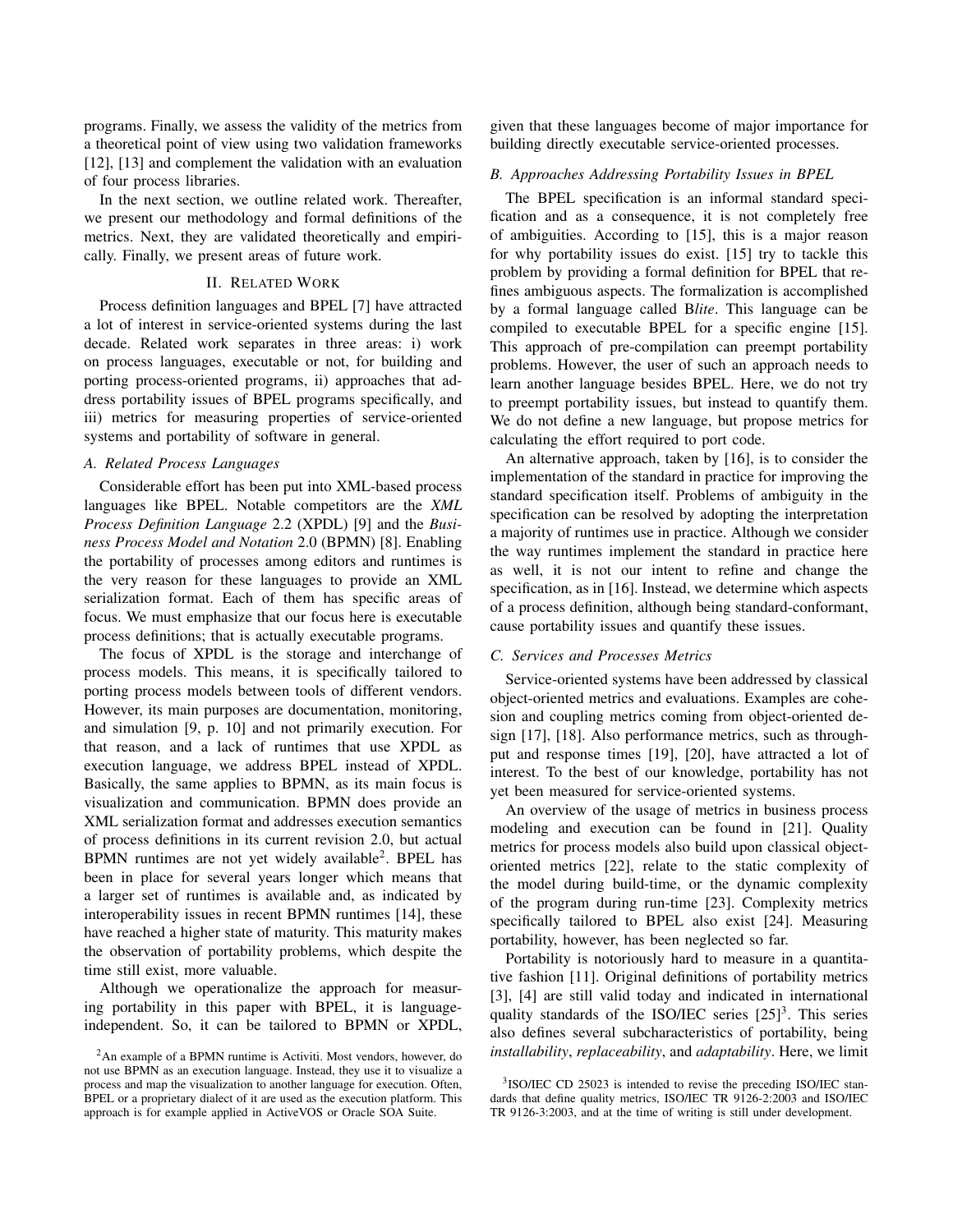programs. Finally, we assess the validity of the metrics from a theoretical point of view using two validation frameworks [12], [13] and complement the validation with an evaluation of four process libraries.

In the next section, we outline related work. Thereafter, we present our methodology and formal definitions of the metrics. Next, they are validated theoretically and empirically. Finally, we present areas of future work.

## II. Related Work

Process definition languages and BPEL [7] have attracted a lot of interest in service-oriented systems during the last decade. Related work separates in three areas: i) work on process languages, executable or not, for building and porting process-oriented programs, ii) approaches that address portability issues of BPEL programs specifically, and iii) metrics for measuring properties of service-oriented systems and portability of software in general.

### A. Related Process Languages

Considerable effort has been put into XML-based process languages like BPEL. Notable competitors are the *XML Process Definition Language* 2.2 (XPDL) [9] and the *Business Process Model and Notation* 2.0 (BPMN) [8]. Enabling the portability of processes among editors and runtimes is the very reason for these languages to provide an XML serialization format. Each of them has specific areas of focus. We must emphasize that our focus here is executable process definitions; that is actually executable programs.

The focus of XPDL is the storage and interchange of process models. This means, it is specifically tailored to porting process models between tools of different vendors. However, its main purposes are documentation, monitoring, and simulation [9, p. 10] and not primarily execution. For that reason, and a lack of runtimes that use XPDL as execution language, we address BPEL instead of XPDL. Basically, the same applies to BPMN, as its main focus is visualization and communication. BPMN does provide an XML serialization format and addresses execution semantics of process definitions in its current revision 2.0, but actual BPMN runtimes are not yet widely available[2]. BPEL has been in place for several years longer which means that a larger set of runtimes is available and, as indicated by interoperability issues in recent BPMN runtimes [14], these have reached a higher state of maturity. This maturity makes the observation of portability problems, which despite the time still exist, more valuable.

Although we operationalize the approach for measuring portability in this paper with BPEL, it is language-independent. So, it can be tailored to BPMN or XPDL, given that these languages become of major importance for building directly executable service-oriented processes.

### B. Approaches Addressing Portability Issues in BPEL

The BPEL specification is an informal standard specification and as a consequence, it is not completely free of ambiguities. According to [15], this is a major reason for why portability issues do exist. [15] try to tackle this problem by providing a formal definition for BPEL that refines ambiguous aspects. The formalization is accomplished by a formal language called B*lite*. This language can be compiled to executable BPEL for a specific engine [15]. This approach of pre-compilation can preempt portability problems. However, the user of such an approach needs to learn another language besides BPEL. Here, we do not try to preempt portability issues, but instead to quantify them. We do not define a new language, but propose metrics for calculating the effort required to port code.

An alternative approach, taken by [16], is to consider the implementation of the standard in practice for improving the standard specification itself. Problems of ambiguity in the specification can be resolved by adopting the interpretation a majority of runtimes use in practice. Although we consider the way runtimes implement the standard in practice here as well, it is not our intent to refine and change the specification, as in [16]. Instead, we determine which aspects of a process definition, although being standard-conformant, cause portability issues and quantify these issues.

### C. Services and Processes Metrics

Service-oriented systems have been addressed by classical object-oriented metrics and evaluations. Examples are cohesion and coupling metrics coming from object-oriented design [17], [18]. Also performance metrics, such as throughput and response times [19], [20], have attracted a lot of interest. To the best of our knowledge, portability has not yet been measured for service-oriented systems.

An overview of the usage of metrics in business process modeling and execution can be found in [21]. Quality metrics for process models also build upon classical object-oriented metrics [22], relate to the static complexity of the model during build-time, or the dynamic complexity of the program during run-time [23]. Complexity metrics specifically tailored to BPEL also exist [24]. Measuring portability, however, has been neglected so far.

Portability is notoriously hard to measure in a quantitative fashion [11]. Original definitions of portability metrics [3], [4] are still valid today and indicated in international quality standards of the ISO/IEC series [25][3]. This series also defines several subcharacteristics of portability, being *installability*, *replaceability*, and *adaptability*. Here, we limit

[2]An example of a BPMN runtime is Activiti. Most vendors, however, do not use BPMN as an execution language. Instead, they use it to visualize a process and map the visualization to another language for execution. Often, BPEL or a proprietary dialect of it are used as the execution platform. This approach is for example applied in ActiveVOS or Oracle SOA Suite.

[3]ISO/IEC CD 25023 is intended to revise the preceding ISO/IEC standards that define quality metrics, ISO/IEC TR 9126-2:2003 and ISO/IEC TR 9126-3:2003, and at the time of writing is still under development.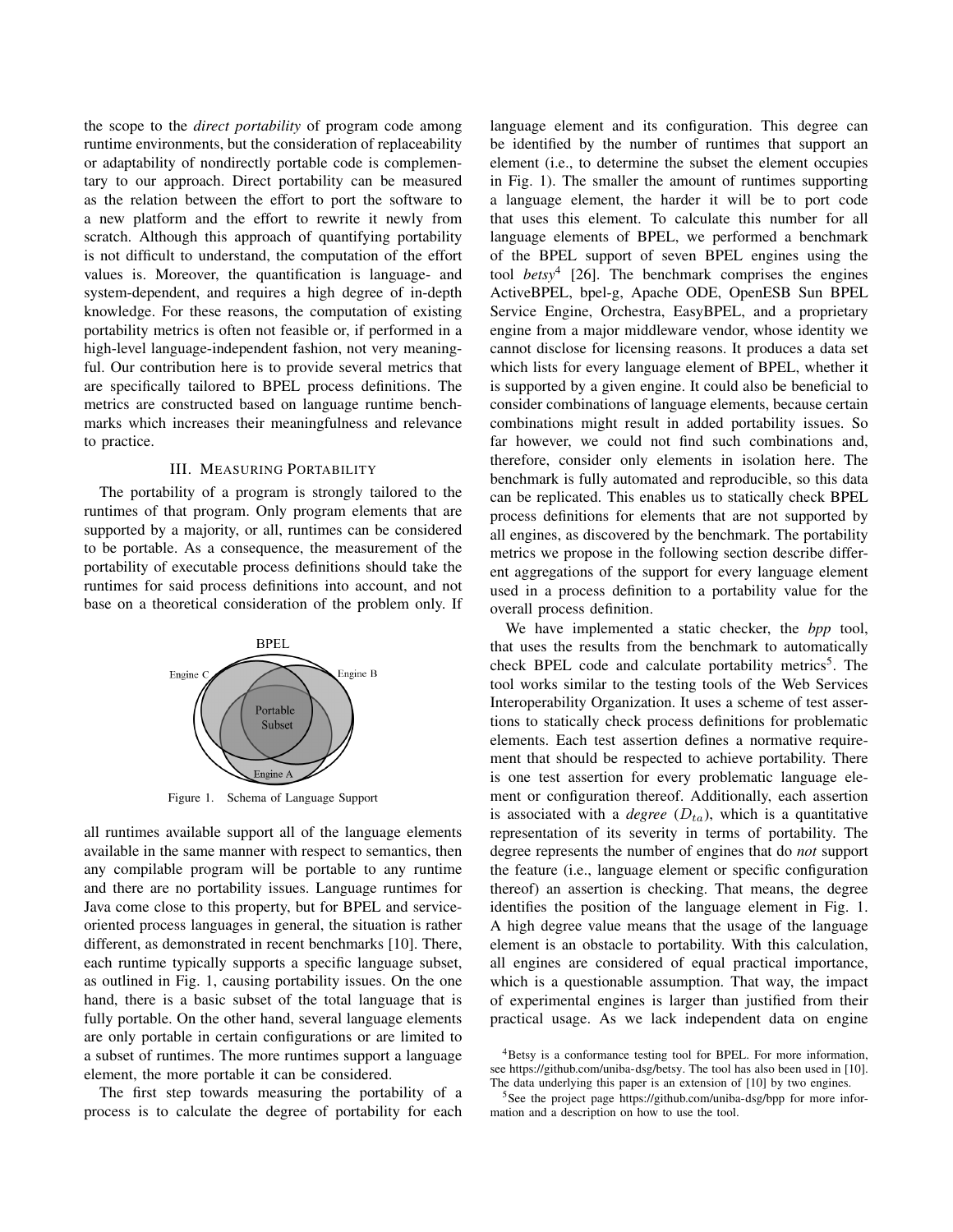the scope to the *direct portability* of program code among runtime environments, but the consideration of replaceability or adaptability of nondirectly portable code is complementary to our approach. Direct portability can be measured as the relation between the effort to port the software to a new platform and the effort to rewrite it newly from scratch. Although this approach of quantifying portability is not difficult to understand, the computation of the effort values is. Moreover, the quantification is language- and system-dependent, and requires a high degree of in-depth knowledge. For these reasons, the computation of existing portability metrics is often not feasible or, if performed in a high-level language-independent fashion, not very meaningful. Our contribution here is to provide several metrics that are specifically tailored to BPEL process definitions. The metrics are constructed based on language runtime benchmarks which increases their meaningfulness and relevance to practice.

## III. Measuring Portability

The portability of a program is strongly tailored to the runtimes of that program. Only program elements that are supported by a majority, or all, runtimes can be considered to be portable. As a consequence, the measurement of the portability of executable process definitions should take the runtimes for said process definitions into account, and not base on a theoretical consideration of the problem only. If all runtimes available support all of the language elements available in the same manner with respect to semantics, then any compilable program will be portable to any runtime and there are no portability issues. Language runtimes for Java come close to this property, but for BPEL and service-oriented process languages in general, the situation is rather different, as demonstrated in recent benchmarks [10]. There, each runtime typically supports a specific language subset, as outlined in Fig. 1, causing portability issues. On the one hand, there is a basic subset of the total language that is fully portable. On the other hand, several language elements are only portable in certain configurations or are limited to a subset of runtimes. The more runtimes support a language element, the more portable it can be considered.

Figure 1. Schema of Language Support

The first step towards measuring the portability of a process is to calculate the degree of portability for each language element and its configuration. This degree can be identified by the number of runtimes that support an element (i.e., to determine the subset the element occupies in Fig. 1). The smaller the amount of runtimes supporting a language element, the harder it will be to port code that uses this element. To calculate this number for all language elements of BPEL, we performed a benchmark of the BPEL support of seven BPEL engines using the tool *betsy*[4] [26]. The benchmark comprises the engines ActiveBPEL, bpel-g, Apache ODE, OpenESB Sun BPEL Service Engine, Orchestra, EasyBPEL, and a proprietary engine from a major middleware vendor, whose identity we cannot disclose for licensing reasons. It produces a data set which lists for every language element of BPEL, whether it is supported by a given engine. It could also be beneficial to consider combinations of language elements, because certain combinations might result in added portability issues. So far however, we could not find such combinations and, therefore, consider only elements in isolation here. The benchmark is fully automated and reproducible, so this data can be replicated. This enables us to statically check BPEL process definitions for elements that are not supported by all engines, as discovered by the benchmark. The portability metrics we propose in the following section describe different aggregations of the support for every language element used in a process definition to a portability value for the overall process definition.

We have implemented a static checker, the *bpp* tool, that uses the results from the benchmark to automatically check BPEL code and calculate portability metrics[5]. The tool works similar to the testing tools of the Web Services Interoperability Organization. It uses a scheme of test assertions to statically check process definitions for problematic elements. Each test assertion defines a normative requirement that should be respected to achieve portability. There is one test assertion for every problematic language element or configuration thereof. Additionally, each assertion is associated with a *degree* ($D_{ta}$), which is a quantitative representation of its severity in terms of portability. The degree represents the number of engines that do *not* support the feature (i.e., language element or specific configuration thereof) an assertion is checking. That means, the degree identifies the position of the language element in Fig. 1. A high degree value means that the usage of the language element is an obstacle to portability. With this calculation, all engines are considered of equal practical importance, which is a questionable assumption. That way, the impact of experimental engines is larger than justified from their practical usage. As we lack independent data on engine

[4] Betsy is a conformance testing tool for BPEL. For more information, see https://github.com/uniba-dsg/betsy. The tool has also been used in [10]. The data underlying this paper is an extension of [10] by two engines.

[5] See the project page https://github.com/uniba-dsg/bpp for more information and a description on how to use the tool.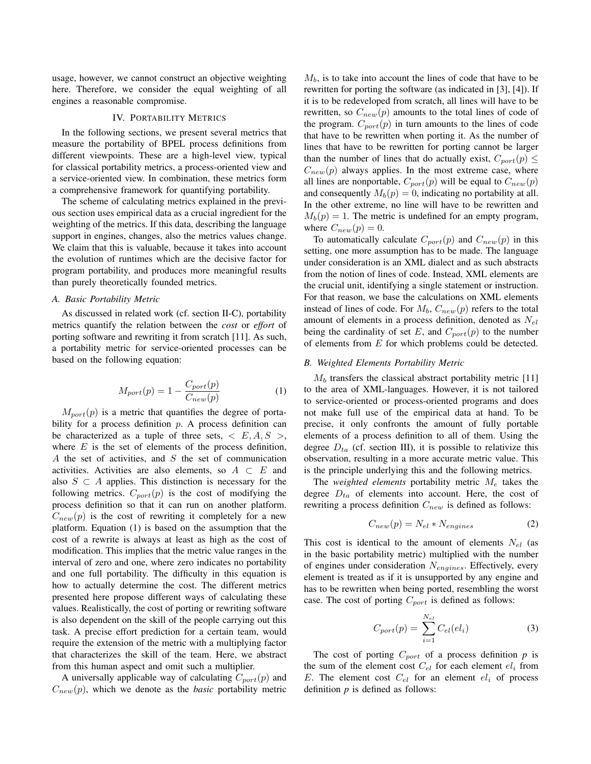usage, however, we cannot construct an objective weighting here. Therefore, we consider the equal weighting of all engines a reasonable compromise.

## IV. Portability Metrics

In the following sections, we present several metrics that measure the portability of BPEL process definitions from different viewpoints. These are a high-level view, typical for classical portability metrics, a process-oriented view and a service-oriented view. In combination, these metrics form a comprehensive framework for quantifying portability.

The scheme of calculating metrics explained in the previous section uses empirical data as a crucial ingredient for the weighting of the metrics. If this data, describing the language support in engines, changes, also the metrics values change. We claim that this is valuable, because it takes into account the evolution of runtimes which are the decisive factor for program portability, and produces more meaningful results than purely theoretically founded metrics.

### A. Basic Portability Metric

As discussed in related work (cf. section II-C), portability metrics quantify the relation between the *cost* or *effort* of porting software and rewriting it from scratch [11]. As such, a portability metric for service-oriented processes can be based on the following equation:

$$M_{port}(p) = 1 - \frac{C_{port}(p)}{C_{new}(p)} \tag{1}$$

$M_{port}(p)$ is a metric that quantifies the degree of portability for a process definition $p$. A process definition can be characterized as a tuple of three sets, $< E, A, S >$, where $E$ is the set of elements of the process definition, $A$ the set of activities, and $S$ the set of communication activities. Activities are also elements, so $A \subset E$ and also $S \subset A$ applies. This distinction is necessary for the following metrics. $C_{port}(p)$ is the cost of modifying the process definition so that it can run on another platform. $C_{new}(p)$ is the cost of rewriting it completely for a new platform. Equation (1) is based on the assumption that the cost of a rewrite is always at least as high as the cost of modification. This implies that the metric value ranges in the interval of zero and one, where zero indicates no portability and one full portability. The difficulty in this equation is how to actually determine the cost. The different metrics presented here propose different ways of calculating these values. Realistically, the cost of porting or rewriting software is also dependent on the skill of the people carrying out this task. A precise effort prediction for a certain team, would require the extension of the metric with a multiplying factor that characterizes the skill of the team. Here, we abstract from this human aspect and omit such a multiplier.

A universally applicable way of calculating $C_{port}(p)$ and $C_{new}(p)$, which we denote as the *basic* portability metric $M_b$, is to take into account the lines of code that have to be rewritten for porting the software (as indicated in [3], [4]). If it is to be redeveloped from scratch, all lines will have to be rewritten, so $C_{new}(p)$ amounts to the total lines of code of the program. $C_{port}(p)$ in turn amounts to the lines of code that have to be rewritten when porting it. As the number of lines that have to be rewritten for porting cannot be larger than the number of lines that do actually exist, $C_{port}(p) \leq C_{new}(p)$ always applies. In the most extreme case, where all lines are nonportable, $C_{port}(p)$ will be equal to $C_{new}(p)$ and consequently $M_b(p) = 0$, indicating no portability at all. In the other extreme, no line will have to be rewritten and $M_b(p) = 1$. The metric is undefined for an empty program, where $C_{new}(p) = 0$.

To automatically calculate $C_{port}(p)$ and $C_{new}(p)$ in this setting, one more assumption has to be made. The language under consideration is an XML dialect and as such abstracts from the notion of lines of code. Instead, XML elements are the crucial unit, identifying a single statement or instruction. For that reason, we base the calculations on XML elements instead of lines of code. For $M_b$, $C_{new}(p)$ refers to the total amount of elements in a process definition, denoted as $N_{el}$ being the cardinality of set $E$, and $C_{port}(p)$ to the number of elements from $E$ for which problems could be detected.

### B. Weighted Elements Portability Metric

$M_b$ transfers the classical abstract portability metric [11] to the area of XML-languages. However, it is not tailored to service-oriented or process-oriented programs and does not make full use of the empirical data at hand. To be precise, it only confronts the amount of fully portable elements of a process definition to all of them. Using the degree $D_{ta}$ (cf. section III), it is possible to relativize this observation, resulting in a more accurate metric value. This is the principle underlying this and the following metrics.

The *weighted elements* portability metric $M_e$ takes the degree $D_{ta}$ of elements into account. Here, the cost of rewriting a process definition $C_{new}$ is defined as follows:

$$C_{new}(p) = N_{el} * N_{engines} \tag{2}$$

This cost is identical to the amount of elements $N_{el}$ (as in the basic portability metric) multiplied with the number of engines under consideration $N_{engines}$. Effectively, every element is treated as if it is unsupported by any engine and has to be rewritten when being ported, resembling the worst case. The cost of porting $C_{port}$ is defined as follows:

$$C_{port}(p) = \sum_{i=1}^{N_{el}} C_{el}(el_i) \tag{3}$$

The cost of porting $C_{port}$ of a process definition *p* is the sum of the element cost $C_{el}$ for each element $el_i$ from $E$. The element cost $C_{el}$ for an element $el_i$ of process definition *p* is defined as follows: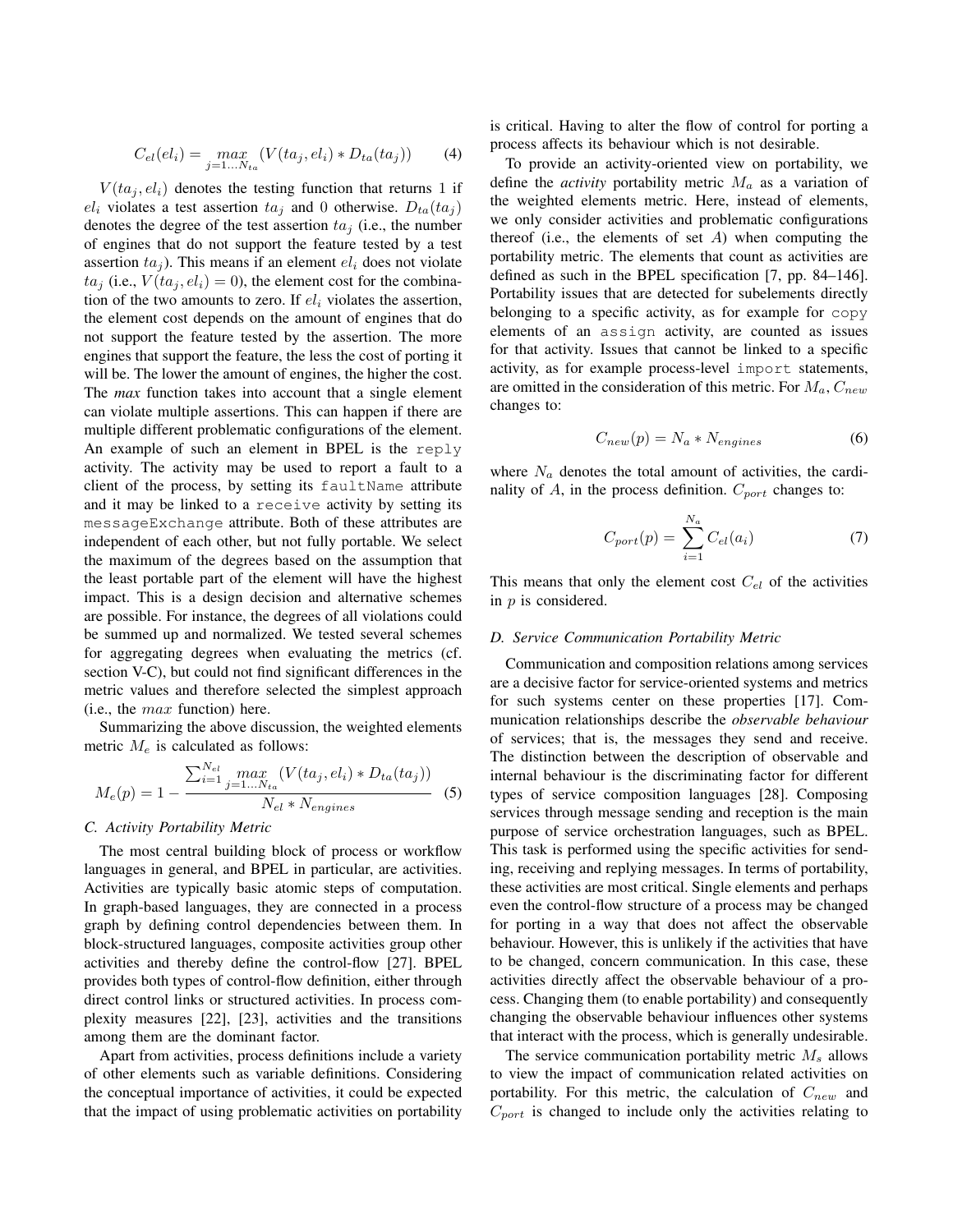$$C_{el}(el_i) = \max_{j=1...N_{ta}} (V(ta_j, el_i) * D_{ta}(ta_j)) \tag{4}$$

$V(ta_j, el_i)$ denotes the testing function that returns 1 if $el_i$ violates a test assertion $ta_j$ and 0 otherwise. $D_{ta}(ta_j)$ denotes the degree of the test assertion $ta_j$ (i.e., the number of engines that do not support the feature tested by a test assertion $ta_j$). This means if an element $el_i$ does not violate $ta_j$ (i.e., $V(ta_j, el_i) = 0$), the element cost for the combination of the two amounts to zero. If $el_i$ violates the assertion, the element cost depends on the amount of engines that do not support the feature tested by the assertion. The more engines that support the feature, the less the cost of porting it will be. The lower the amount of engines, the higher the cost. The *max* function takes into account that a single element can violate multiple assertions. This can happen if there are multiple different problematic configurations of the element. An example of such an element in BPEL is the `reply` activity. The activity may be used to report a fault to a client of the process, by setting its `faultName` attribute and it may be linked to a `receive` activity by setting its `messageExchange` attribute. Both of these attributes are independent of each other, but not fully portable. We select the maximum of the degrees based on the assumption that the least portable part of the element will have the highest impact. This is a design decision and alternative schemes are possible. For instance, the degrees of all violations could be summed up and normalized. We tested several schemes for aggregating degrees when evaluating the metrics (cf. section V-C), but could not find significant differences in the metric values and therefore selected the simplest approach (i.e., the $max$ function) here.

Summarizing the above discussion, the weighted elements metric $M_e$ is calculated as follows:

$$M_e(p) = 1 - \frac{\sum_{i=1}^{N_{el}} \max_{j=1...N_{ta}} (V(ta_j, el_i) * D_{ta}(ta_j))}{N_{el} * N_{engines}} \tag{5}$$

### C. Activity Portability Metric

The most central building block of process or workflow languages in general, and BPEL in particular, are activities. Activities are typically basic atomic steps of computation. In graph-based languages, they are connected in a process graph by defining control dependencies between them. In block-structured languages, composite activities group other activities and thereby define the control-flow [27]. BPEL provides both types of control-flow definition, either through direct control links or structured activities. In process complexity measures [22], [23], activities and the transitions among them are the dominant factor.

Apart from activities, process definitions include a variety of other elements such as variable definitions. Considering the conceptual importance of activities, it could be expected that the impact of using problematic activities on portability is critical. Having to alter the flow of control for porting a process affects its behaviour which is not desirable.

To provide an activity-oriented view on portability, we define the *activity* portability metric $M_a$ as a variation of the weighted elements metric. Here, instead of elements, we only consider activities and problematic configurations thereof (i.e., the elements of set $A$) when computing the portability metric. The elements that count as activities are defined as such in the BPEL specification [7, pp. 84–146]. Portability issues that are detected for subelements directly belonging to a specific activity, as for example for `copy` elements of an `assign` activity, are counted as issues for that activity. Issues that cannot be linked to a specific activity, as for example process-level `import` statements, are omitted in the consideration of this metric. For $M_a$, $C_{new}$ changes to:

$$C_{new}(p) = N_a * N_{engines} \tag{6}$$

where $N_a$ denotes the total amount of activities, the cardinality of $A$, in the process definition. $C_{port}$ changes to:

$$C_{port}(p) = \sum_{i=1}^{N_a} C_{el}(a_i) \tag{7}$$

This means that only the element cost $C_{el}$ of the activities in $p$ is considered.

### D. Service Communication Portability Metric

Communication and composition relations among services are a decisive factor for service-oriented systems and metrics for such systems center on these properties [17]. Communication relationships describe the *observable behaviour* of services; that is, the messages they send and receive. The distinction between the description of observable and internal behaviour is the discriminating factor for different types of service composition languages [28]. Composing services through message sending and reception is the main purpose of service orchestration languages, such as BPEL. This task is performed using the specific activities for sending, receiving and replying messages. In terms of portability, these activities are most critical. Single elements and perhaps even the control-flow structure of a process may be changed for porting in a way that does not affect the observable behaviour. However, this is unlikely if the activities that have to be changed, concern communication. In this case, these activities directly affect the observable behaviour of a process. Changing them (to enable portability) and consequently changing the observable behaviour influences other systems that interact with the process, which is generally undesirable.

The service communication portability metric $M_s$ allows to view the impact of communication related activities on portability. For this metric, the calculation of $C_{new}$ and $C_{port}$ is changed to include only the activities relating to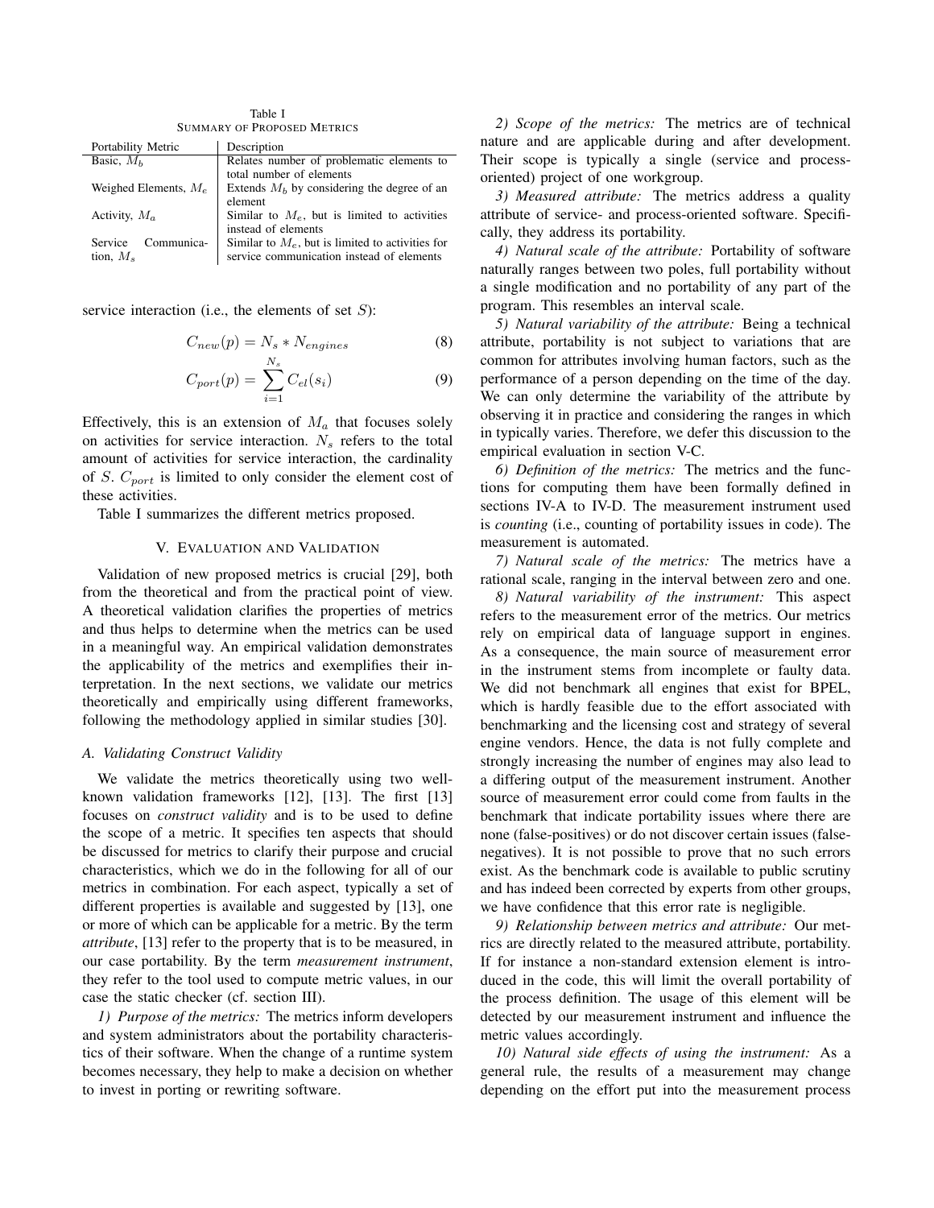Table I
SUMMARY OF PROPOSED METRICS

| Portability Metric | Description |
|---|---|
| Basic, $M_b$ | Relates number of problematic elements to total number of elements |
| Weighed Elements, $M_e$ | Extends $M_b$ by considering the degree of an element |
| Activity, $M_a$ | Similar to $M_e$, but is limited to activities instead of elements |
| Service Communication, $M_s$ | Similar to $M_e$, but is limited to activities for service communication instead of elements |

service interaction (i.e., the elements of set $S$):

$$C_{new}(p) = N_s * N_{engines} \tag{8}$$

$$C_{port}(p) = \sum_{i=1}^{N_s} C_{el}(s_i) \tag{9}$$

Effectively, this is an extension of $M_a$ that focuses solely on activities for service interaction. $N_s$ refers to the total amount of activities for service interaction, the cardinality of $S$. $C_{port}$ is limited to only consider the element cost of these activities.

Table I summarizes the different metrics proposed.

## V. EVALUATION AND VALIDATION

Validation of new proposed metrics is crucial [29], both from the theoretical and from the practical point of view. A theoretical validation clarifies the properties of metrics and thus helps to determine when the metrics can be used in a meaningful way. An empirical validation demonstrates the applicability of the metrics and exemplifies their interpretation. In the next sections, we validate our metrics theoretically and empirically using different frameworks, following the methodology applied in similar studies [30].

### A. Validating Construct Validity

We validate the metrics theoretically using two well-known validation frameworks [12], [13]. The first [13] focuses on *construct validity* and is to be used to define the scope of a metric. It specifies ten aspects that should be discussed for metrics to clarify their purpose and crucial characteristics, which we do in the following for all of our metrics in combination. For each aspect, typically a set of different properties is available and suggested by [13], one or more of which can be applicable for a metric. By the term *attribute*, [13] refer to the property that is to be measured, in our case portability. By the term *measurement instrument*, they refer to the tool used to compute metric values, in our case the static checker (cf. section III).

*1) Purpose of the metrics:* The metrics inform developers and system administrators about the portability characteristics of their software. When the change of a runtime system becomes necessary, they help to make a decision on whether to invest in porting or rewriting software.

*2) Scope of the metrics:* The metrics are of technical nature and are applicable during and after development. Their scope is typically a single (service and process-oriented) project of one workgroup.

*3) Measured attribute:* The metrics address a quality attribute of service- and process-oriented software. Specifically, they address its portability.

*4) Natural scale of the attribute:* Portability of software naturally ranges between two poles, full portability without a single modification and no portability of any part of the program. This resembles an interval scale.

*5) Natural variability of the attribute:* Being a technical attribute, portability is not subject to variations that are common for attributes involving human factors, such as the performance of a person depending on the time of the day. We can only determine the variability of the attribute by observing it in practice and considering the ranges in which in typically varies. Therefore, we defer this discussion to the empirical evaluation in section V-C.

*6) Definition of the metrics:* The metrics and the functions for computing them have been formally defined in sections IV-A to IV-D. The measurement instrument used is *counting* (i.e., counting of portability issues in code). The measurement is automated.

*7) Natural scale of the metrics:* The metrics have a rational scale, ranging in the interval between zero and one.

*8) Natural variability of the instrument:* This aspect refers to the measurement error of the metrics. Our metrics rely on empirical data of language support in engines. As a consequence, the main source of measurement error in the instrument stems from incomplete or faulty data. We did not benchmark all engines that exist for BPEL, which is hardly feasible due to the effort associated with benchmarking and the licensing cost and strategy of several engine vendors. Hence, the data is not fully complete and strongly increasing the number of engines may also lead to a differing output of the measurement instrument. Another source of measurement error could come from faults in the benchmark that indicate portability issues where there are none (false-positives) or do not discover certain issues (false-negatives). It is not possible to prove that no such errors exist. As the benchmark code is available to public scrutiny and has indeed been corrected by experts from other groups, we have confidence that this error rate is negligible.

*9) Relationship between metrics and attribute:* Our metrics are directly related to the measured attribute, portability. If for instance a non-standard extension element is introduced in the code, this will limit the overall portability of the process definition. The usage of this element will be detected by our measurement instrument and influence the metric values accordingly.

*10) Natural side effects of using the instrument:* As a general rule, the results of a measurement may change depending on the effort put into the measurement process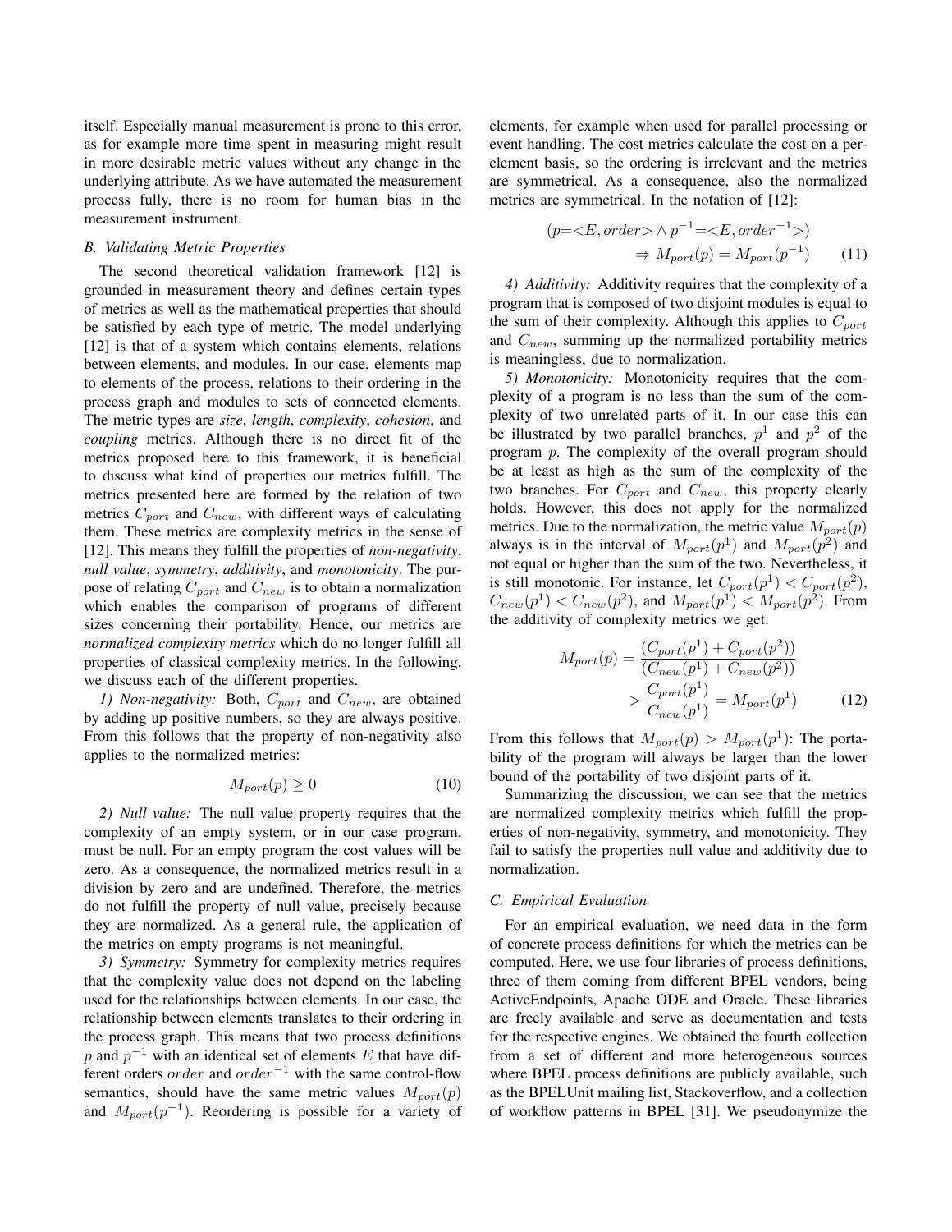itself. Especially manual measurement is prone to this error, as for example more time spent in measuring might result in more desirable metric values without any change in the underlying attribute. As we have automated the measurement process fully, there is no room for human bias in the measurement instrument.

### B. Validating Metric Properties

The second theoretical validation framework [12] is grounded in measurement theory and defines certain types of metrics as well as the mathematical properties that should be satisfied by each type of metric. The model underlying [12] is that of a system which contains elements, relations between elements, and modules. In our case, elements map to elements of the process, relations to their ordering in the process graph and modules to sets of connected elements. The metric types are ***size***, ***length***, ***complexity***, ***cohesion***, and ***coupling*** metrics. Although there is no direct fit of the metrics proposed here to this framework, it is beneficial to discuss what kind of properties our metrics fulfill. The metrics presented here are formed by the relation of two metrics $C_{port}$ and $C_{new}$, with different ways of calculating them. These metrics are complexity metrics in the sense of [12]. This means they fulfill the properties of ***non-negativity***, ***null value***, ***symmetry***, ***additivity***, and ***monotonicity***. The purpose of relating $C_{port}$ and $C_{new}$ is to obtain a normalization which enables the comparison of programs of different sizes concerning their portability. Hence, our metrics are ***normalized complexity metrics*** which do no longer fulfill all properties of classical complexity metrics. In the following, we discuss each of the different properties.

*1) Non-negativity:* Both, $C_{port}$ and $C_{new}$, are obtained by adding up positive numbers, so they are always positive. From this follows that the property of non-negativity also applies to the normalized metrics:

$$M_{port}(p) \geq 0 \tag{10}$$

*2) Null value:* The null value property requires that the complexity of an empty system, or in our case program, must be null. For an empty program the cost values will be zero. As a consequence, the normalized metrics result in a division by zero and are undefined. Therefore, the metrics do not fulfill the property of null value, precisely because they are normalized. As a general rule, the application of the metrics on empty programs is not meaningful.

*3) Symmetry:* Symmetry for complexity metrics requires that the complexity value does not depend on the labeling used for the relationships between elements. In our case, the relationship between elements translates to their ordering in the process graph. This means that two process definitions $p$ and $p^{-1}$ with an identical set of elements $E$ that have different orders $order$ and $order^{-1}$ with the same control-flow semantics, should have the same metric values $M_{port}(p)$ and $M_{port}(p^{-1})$. Reordering is possible for a variety of elements, for example when used for parallel processing or event handling. The cost metrics calculate the cost on a per-element basis, so the ordering is irrelevant and the metrics are symmetrical. As a consequence, also the normalized metrics are symmetrical. In the notation of [12]:

$$(p{=}{<}E, order{>} \wedge p^{-1}{=}{<}E, order^{-1}{>}) \\ \Rightarrow M_{port}(p) = M_{port}(p^{-1}) \tag{11}$$

*4) Additivity:* Additivity requires that the complexity of a program that is composed of two disjoint modules is equal to the sum of their complexity. Although this applies to $C_{port}$ and $C_{new}$, summing up the normalized portability metrics is meaningless, due to normalization.

*5) Monotonicity:* Monotonicity requires that the complexity of a program is no less than the sum of the complexity of two unrelated parts of it. In our case this can be illustrated by two parallel branches, $p^1$ and $p^2$ of the program $p$. The complexity of the overall program should be at least as high as the sum of the complexity of the two branches. For $C_{port}$ and $C_{new}$, this property clearly holds. However, this does not apply for the normalized metrics. Due to the normalization, the metric value $M_{port}(p)$ always is in the interval of $M_{port}(p^1)$ and $M_{port}(p^2)$ and not equal or higher than the sum of the two. Nevertheless, it is still monotonic. For instance, let $C_{port}(p^1) < C_{port}(p^2)$, $C_{new}(p^1) < C_{new}(p^2)$, and $M_{port}(p^1) < M_{port}(p^2)$. From the additivity of complexity metrics we get:

$$M_{port}(p) = \frac{(C_{port}(p^1) + C_{port}(p^2))}{(C_{new}(p^1) + C_{new}(p^2))} \\ > \frac{C_{port}(p^1)}{C_{new}(p^1)} = M_{port}(p^1) \tag{12}$$

From this follows that $M_{port}(p) > M_{port}(p^1)$: The portability of the program will always be larger than the lower bound of the portability of two disjoint parts of it.

Summarizing the discussion, we can see that the metrics are normalized complexity metrics which fulfill the properties of non-negativity, symmetry, and monotonicity. They fail to satisfy the properties null value and additivity due to normalization.

### C. Empirical Evaluation

For an empirical evaluation, we need data in the form of concrete process definitions for which the metrics can be computed. Here, we use four libraries of process definitions, three of them coming from different BPEL vendors, being ActiveEndpoints, Apache ODE and Oracle. These libraries are freely available and serve as documentation and tests for the respective engines. We obtained the fourth collection from a set of different and more heterogeneous sources where BPEL process definitions are publicly available, such as the BPELUnit mailing list, Stackoverflow, and a collection of workflow patterns in BPEL [31]. We pseudonymize the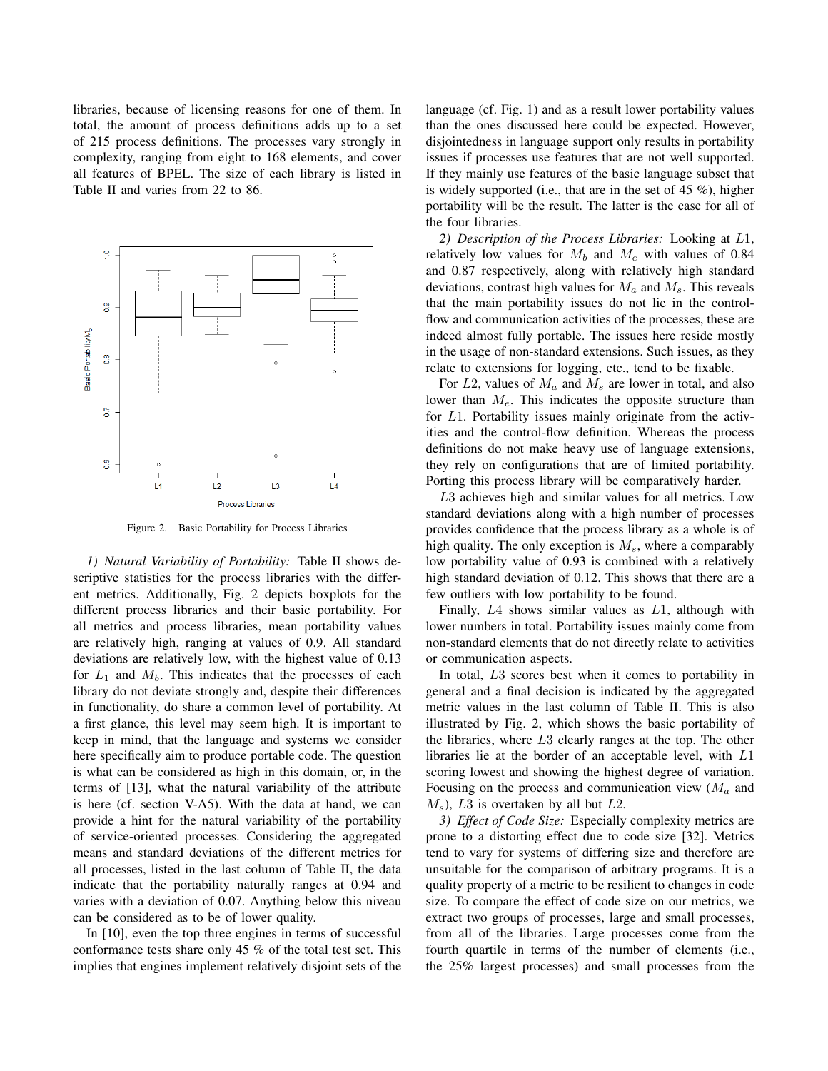libraries, because of licensing reasons for one of them. In total, the amount of process definitions adds up to a set of 215 process definitions. The processes vary strongly in complexity, ranging from eight to 168 elements, and cover all features of BPEL. The size of each library is listed in Table II and varies from 22 to 86.

Figure 2. Basic Portability for Process Libraries

*1) Natural Variability of Portability:* Table II shows descriptive statistics for the process libraries with the different metrics. Additionally, Fig. 2 depicts boxplots for the different process libraries and their basic portability. For all metrics and process libraries, mean portability values are relatively high, ranging at values of 0.9. All standard deviations are relatively low, with the highest value of 0.13 for $L_1$ and $M_b$. This indicates that the processes of each library do not deviate strongly and, despite their differences in functionality, do share a common level of portability. At a first glance, this level may seem high. It is important to keep in mind, that the language and systems we consider here specifically aim to produce portable code. The question is what can be considered as high in this domain, or, in the terms of [13], what the natural variability of the attribute is here (cf. section V-A5). With the data at hand, we can provide a hint for the natural variability of the portability of service-oriented processes. Considering the aggregated means and standard deviations of the different metrics for all processes, listed in the last column of Table II, the data indicate that the portability naturally ranges at 0.94 and varies with a deviation of 0.07. Anything below this niveau can be considered as to be of lower quality.

In [10], even the top three engines in terms of successful conformance tests share only 45 % of the total test set. This implies that engines implement relatively disjoint sets of the language (cf. Fig. 1) and as a result lower portability values than the ones discussed here could be expected. However, disjointedness in language support only results in portability issues if processes use features that are not well supported. If they mainly use features of the basic language subset that is widely supported (i.e., that are in the set of 45 %), higher portability will be the result. The latter is the case for all of the four libraries.

*2) Description of the Process Libraries:* Looking at $L1$, relatively low values for $M_b$ and $M_e$ with values of 0.84 and 0.87 respectively, along with relatively high standard deviations, contrast high values for $M_a$ and $M_s$. This reveals that the main portability issues do not lie in the control-flow and communication activities of the processes, these are indeed almost fully portable. The issues here reside mostly in the usage of non-standard extensions. Such issues, as they relate to extensions for logging, etc., tend to be fixable.

For $L2$, values of $M_a$ and $M_s$ are lower in total, and also lower than $M_e$. This indicates the opposite structure than for $L1$. Portability issues mainly originate from the activities and the control-flow definition. Whereas the process definitions do not make heavy use of language extensions, they rely on configurations that are of limited portability. Porting this process library will be comparatively harder.

$L3$ achieves high and similar values for all metrics. Low standard deviations along with a high number of processes provides confidence that the process library as a whole is of high quality. The only exception is $M_s$, where a comparably low portability value of 0.93 is combined with a relatively high standard deviation of 0.12. This shows that there are a few outliers with low portability to be found.

Finally, $L4$ shows similar values as $L1$, although with lower numbers in total. Portability issues mainly come from non-standard elements that do not directly relate to activities or communication aspects.

In total, $L3$ scores best when it comes to portability in general and a final decision is indicated by the aggregated metric values in the last column of Table II. This is also illustrated by Fig. 2, which shows the basic portability of the libraries, where $L3$ clearly ranges at the top. The other libraries lie at the border of an acceptable level, with $L1$ scoring lowest and showing the highest degree of variation. Focusing on the process and communication view ($M_a$ and $M_s$), $L3$ is overtaken by all but $L2$.

*3) Effect of Code Size:* Especially complexity metrics are prone to a distorting effect due to code size [32]. Metrics tend to vary for systems of differing size and therefore are unsuitable for the comparison of arbitrary programs. It is a quality property of a metric to be resilient to changes in code size. To compare the effect of code size on our metrics, we extract two groups of processes, large and small processes, from all of the libraries. Large processes come from the fourth quartile in terms of the number of elements (i.e., the 25% largest processes) and small processes from the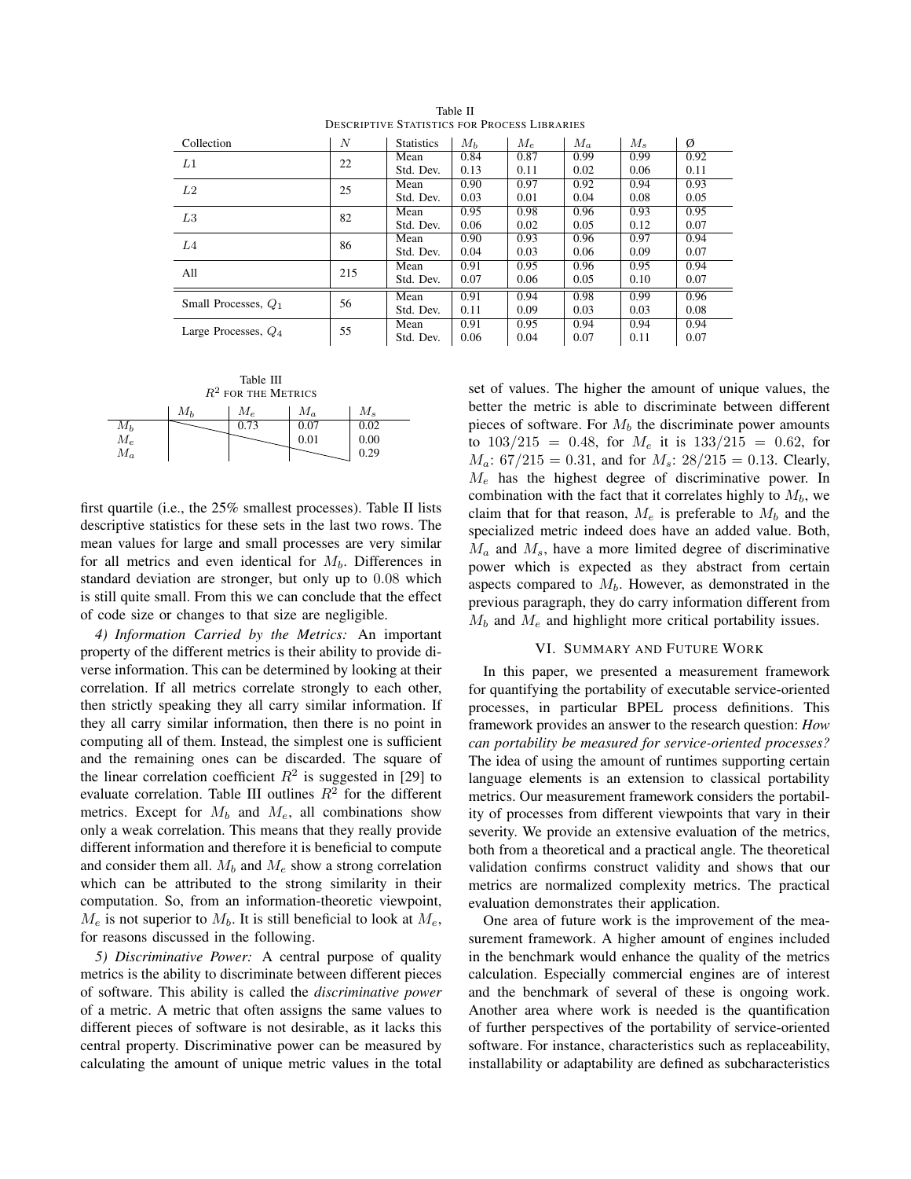Table II
DESCRIPTIVE STATISTICS FOR PROCESS LIBRARIES

| Collection | $N$ | Statistics | $M_b$ | $M_e$ | $M_a$ | $M_s$ | Ø |
|---|---|---|---|---|---|---|---|
| $L1$ | 22 | Mean | 0.84 | 0.87 | 0.99 | 0.99 | 0.92 |
| | | Std. Dev. | 0.13 | 0.11 | 0.02 | 0.06 | 0.11 |
| $L2$ | 25 | Mean | 0.90 | 0.97 | 0.92 | 0.94 | 0.93 |
| | | Std. Dev. | 0.03 | 0.01 | 0.04 | 0.08 | 0.05 |
| $L3$ | 82 | Mean | 0.95 | 0.98 | 0.96 | 0.93 | 0.95 |
| | | Std. Dev. | 0.06 | 0.02 | 0.05 | 0.12 | 0.07 |
| $L4$ | 86 | Mean | 0.90 | 0.93 | 0.96 | 0.97 | 0.94 |
| | | Std. Dev. | 0.04 | 0.03 | 0.06 | 0.09 | 0.07 |
| All | 215 | Mean | 0.91 | 0.95 | 0.96 | 0.95 | 0.94 |
| | | Std. Dev. | 0.07 | 0.06 | 0.05 | 0.10 | 0.07 |
| Small Processes, $Q_1$ | 56 | Mean | 0.91 | 0.94 | 0.98 | 0.99 | 0.96 |
| | | Std. Dev. | 0.11 | 0.09 | 0.03 | 0.03 | 0.08 |
| Large Processes, $Q_4$ | 55 | Mean | 0.91 | 0.95 | 0.94 | 0.94 | 0.94 |
| | | Std. Dev. | 0.06 | 0.04 | 0.07 | 0.11 | 0.07 |

Table III
$R^2$ FOR THE METRICS

| | $M_b$ | $M_e$ | $M_a$ | $M_s$ |
|---|---|---|---|---|
| $M_b$ | | 0.73 | 0.07 | 0.02 |
| $M_e$ | | | 0.01 | 0.00 |
| $M_a$ | | | | 0.29 |

first quartile (i.e., the 25% smallest processes). Table II lists descriptive statistics for these sets in the last two rows. The mean values for large and small processes are very similar for all metrics and even identical for $M_b$. Differences in standard deviation are stronger, but only up to 0.08 which is still quite small. From this we can conclude that the effect of code size or changes to that size are negligible.

*4) Information Carried by the Metrics:* An important property of the different metrics is their ability to provide diverse information. This can be determined by looking at their correlation. If all metrics correlate strongly to each other, then strictly speaking they all carry similar information. If they all carry similar information, then there is no point in computing all of them. Instead, the simplest one is sufficient and the remaining ones can be discarded. The square of the linear correlation coefficient $R^2$ is suggested in [29] to evaluate correlation. Table III outlines $R^2$ for the different metrics. Except for $M_b$ and $M_e$, all combinations show only a weak correlation. This means that they really provide different information and therefore it is beneficial to compute and consider them all. $M_b$ and $M_e$ show a strong correlation which can be attributed to the strong similarity in their computation. So, from an information-theoretic viewpoint, $M_e$ is not superior to $M_b$. It is still beneficial to look at $M_e$, for reasons discussed in the following.

*5) Discriminative Power:* A central purpose of quality metrics is the ability to discriminate between different pieces of software. This ability is called the *discriminative power* of a metric. A metric that often assigns the same values to different pieces of software is not desirable, as it lacks this central property. Discriminative power can be measured by calculating the amount of unique metric values in the total set of values. The higher the amount of unique values, the better the metric is able to discriminate between different pieces of software. For $M_b$ the discriminate power amounts to $103/215 = 0.48$, for $M_e$ it is $133/215 = 0.62$, for $M_a$: $67/215 = 0.31$, and for $M_s$: $28/215 = 0.13$. Clearly, $M_e$ has the highest degree of discriminative power. In combination with the fact that it correlates highly to $M_b$, we claim that for that reason, $M_e$ is preferable to $M_b$ and the specialized metric indeed does have an added value. Both, $M_a$ and $M_s$, have a more limited degree of discriminative power which is expected as they abstract from certain aspects compared to $M_b$. However, as demonstrated in the previous paragraph, they do carry information different from $M_b$ and $M_e$ and highlight more critical portability issues.

## VI. SUMMARY AND FUTURE WORK

In this paper, we presented a measurement framework for quantifying the portability of executable service-oriented processes, in particular BPEL process definitions. This framework provides an answer to the research question: *How can portability be measured for service-oriented processes?* The idea of using the amount of runtimes supporting certain language elements is an extension to classical portability metrics. Our measurement framework considers the portability of processes from different viewpoints that vary in their severity. We provide an extensive evaluation of the metrics, both from a theoretical and a practical angle. The theoretical validation confirms construct validity and shows that our metrics are normalized complexity metrics. The practical evaluation demonstrates their application.

One area of future work is the improvement of the measurement framework. A higher amount of engines included in the benchmark would enhance the quality of the metrics calculation. Especially commercial engines are of interest and the benchmark of several of these is ongoing work. Another area where work is needed is the quantification of further perspectives of the portability of service-oriented software. For instance, characteristics such as replaceability, installability or adaptability are defined as subcharacteristics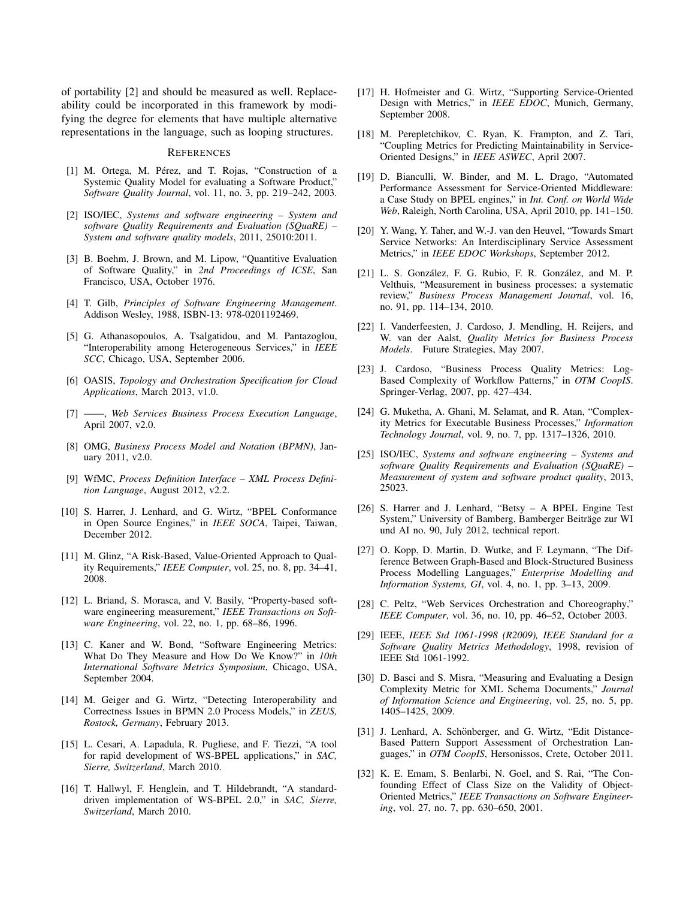of portability [2] and should be measured as well. Replaceability could be incorporated in this framework by modifying the degree for elements that have multiple alternative representations in the language, such as looping structures.

## References

[1] M. Ortega, M. Pérez, and T. Rojas, "Construction of a Systemic Quality Model for evaluating a Software Product," *Software Quality Journal*, vol. 11, no. 3, pp. 219–242, 2003.

[2] ISO/IEC, *Systems and software engineering – System and software Quality Requirements and Evaluation (SQuaRE) – System and software quality models*, 2011, 25010:2011.

[3] B. Boehm, J. Brown, and M. Lipow, "Quantitive Evaluation of Software Quality," in *2nd Proceedings of ICSE*, San Francisco, USA, October 1976.

[4] T. Gilb, *Principles of Software Engineering Management*. Addison Wesley, 1988, ISBN-13: 978-0201192469.

[5] G. Athanasopoulos, A. Tsalgatidou, and M. Pantazoglou, "Interoperability among Heterogeneous Services," in *IEEE SCC*, Chicago, USA, September 2006.

[6] OASIS, *Topology and Orchestration Specification for Cloud Applications*, March 2013, v1.0.

[7] ——, *Web Services Business Process Execution Language*, April 2007, v2.0.

[8] OMG, *Business Process Model and Notation (BPMN)*, January 2011, v2.0.

[9] WfMC, *Process Definition Interface – XML Process Definition Language*, August 2012, v2.2.

[10] S. Harrer, J. Lenhard, and G. Wirtz, "BPEL Conformance in Open Source Engines," in *IEEE SOCA*, Taipei, Taiwan, December 2012.

[11] M. Glinz, "A Risk-Based, Value-Oriented Approach to Quality Requirements," *IEEE Computer*, vol. 25, no. 8, pp. 34–41, 2008.

[12] L. Briand, S. Morasca, and V. Basily, "Property-based software engineering measurement," *IEEE Transactions on Software Engineering*, vol. 22, no. 1, pp. 68–86, 1996.

[13] C. Kaner and W. Bond, "Software Engineering Metrics: What Do They Measure and How Do We Know?" in *10th International Software Metrics Symposium*, Chicago, USA, September 2004.

[14] M. Geiger and G. Wirtz, "Detecting Interoperability and Correctness Issues in BPMN 2.0 Process Models," in *ZEUS, Rostock, Germany*, February 2013.

[15] L. Cesari, A. Lapadula, R. Pugliese, and F. Tiezzi, "A tool for rapid development of WS-BPEL applications," in *SAC, Sierre, Switzerland*, March 2010.

[16] T. Hallwyl, F. Henglein, and T. Hildebrandt, "A standard-driven implementation of WS-BPEL 2.0," in *SAC, Sierre, Switzerland*, March 2010.

[17] H. Hofmeister and G. Wirtz, "Supporting Service-Oriented Design with Metrics," in *IEEE EDOC*, Munich, Germany, September 2008.

[18] M. Perepletchikov, C. Ryan, K. Frampton, and Z. Tari, "Coupling Metrics for Predicting Maintainability in Service-Oriented Designs," in *IEEE ASWEC*, April 2007.

[19] D. Bianculli, W. Binder, and M. L. Drago, "Automated Performance Assessment for Service-Oriented Middleware: a Case Study on BPEL engines," in *Int. Conf. on World Wide Web*, Raleigh, North Carolina, USA, April 2010, pp. 141–150.

[20] Y. Wang, Y. Taher, and W.-J. van den Heuvel, "Towards Smart Service Networks: An Interdisciplinary Service Assessment Metrics," in *IEEE EDOC Workshops*, September 2012.

[21] L. S. González, F. G. Rubio, F. R. González, and M. P. Velthuis, "Measurement in business processes: a systematic review," *Business Process Management Journal*, vol. 16, no. 91, pp. 114–134, 2010.

[22] I. Vanderfeesten, J. Cardoso, J. Mendling, H. Reijers, and W. van der Aalst, *Quality Metrics for Business Process Models*. Future Strategies, May 2007.

[23] J. Cardoso, "Business Process Quality Metrics: Log-Based Complexity of Workflow Patterns," in *OTM CoopIS*. Springer-Verlag, 2007, pp. 427–434.

[24] G. Muketha, A. Ghani, M. Selamat, and R. Atan, "Complexity Metrics for Executable Business Processes," *Information Technology Journal*, vol. 9, no. 7, pp. 1317–1326, 2010.

[25] ISO/IEC, *Systems and software engineering – Systems and software Quality Requirements and Evaluation (SQuaRE) – Measurement of system and software product quality*, 2013, 25023.

[26] S. Harrer and J. Lenhard, "Betsy – A BPEL Engine Test System," University of Bamberg, Bamberger Beiträge zur WI und AI no. 90, July 2012, technical report.

[27] O. Kopp, D. Martin, D. Wutke, and F. Leymann, "The Difference Between Graph-Based and Block-Structured Business Process Modelling Languages," *Enterprise Modelling and Information Systems, GI*, vol. 4, no. 1, pp. 3–13, 2009.

[28] C. Peltz, "Web Services Orchestration and Choreography," *IEEE Computer*, vol. 36, no. 10, pp. 46–52, October 2003.

[29] IEEE, *IEEE Std 1061-1998 (R2009), IEEE Standard for a Software Quality Metrics Methodology*, 1998, revision of IEEE Std 1061-1992.

[30] D. Basci and S. Misra, "Measuring and Evaluating a Design Complexity Metric for XML Schema Documents," *Journal of Information Science and Engineering*, vol. 25, no. 5, pp. 1405–1425, 2009.

[31] J. Lenhard, A. Schönberger, and G. Wirtz, "Edit Distance-Based Pattern Support Assessment of Orchestration Languages," in *OTM CoopIS*, Hersonissos, Crete, October 2011.

[32] K. E. Emam, S. Benlarbi, N. Goel, and S. Rai, "The Confounding Effect of Class Size on the Validity of Object-Oriented Metrics," *IEEE Transactions on Software Engineering*, vol. 27, no. 7, pp. 630–650, 2001.